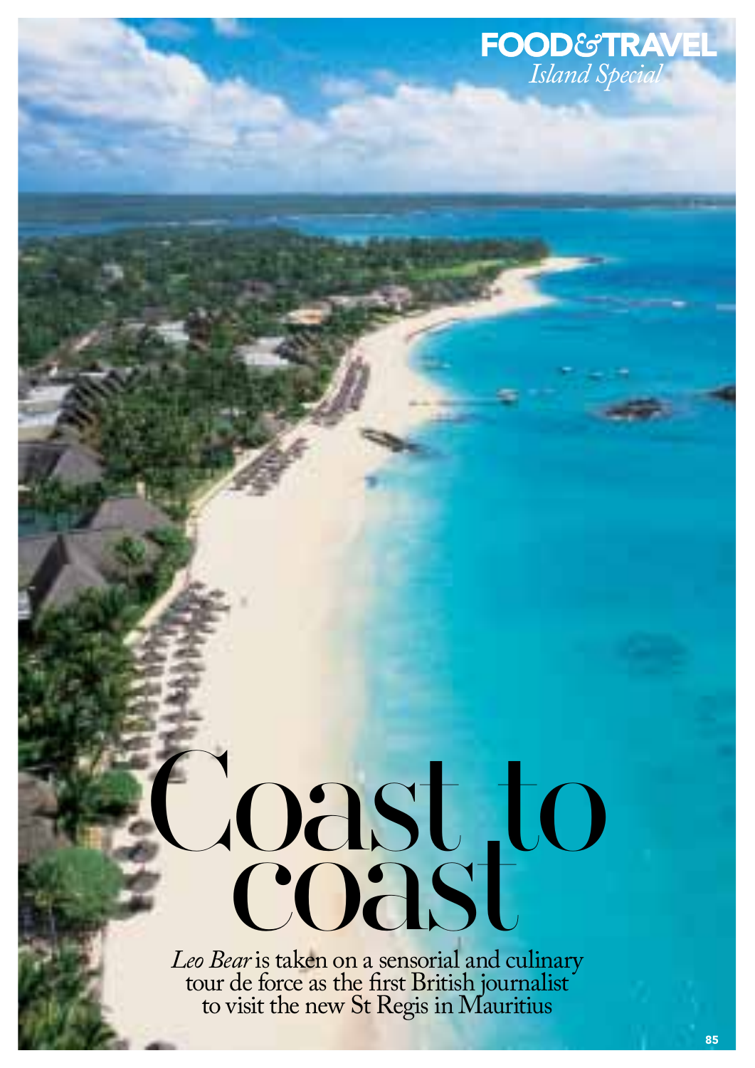# Coast to coast

*Leo Bear* is taken on a sensorial and culinary tour de force as the first British journalist to visit the new St Regis in Mauritius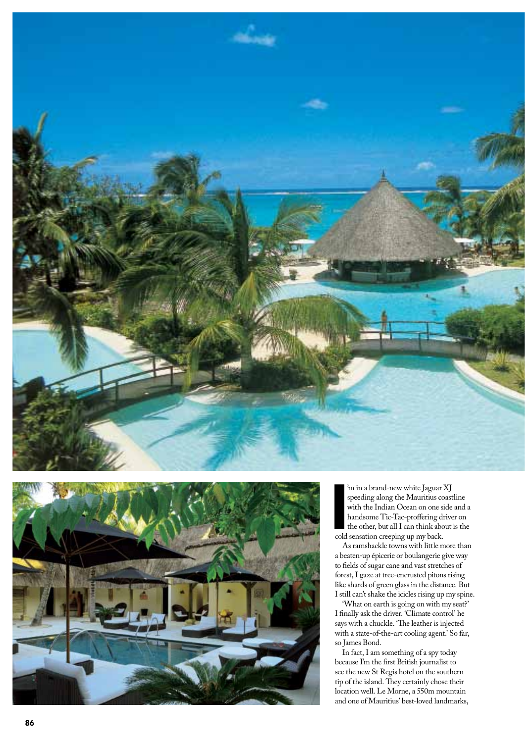I'm in a brand-new white Jaguar XJ speeding along the Mauritius coastline with the Indian Ocean on one side and a handsome Tic-Tac-proffering driver on the other, but all I can think about is the cold sensation creeping up my back.

As ramshackle towns with little more than a beaten-up épicerie or boulangerie give way to fields of sugar cane and vast stretches of forest, I gaze at tree-encrusted pitons rising like shards of green glass in the distance. But I still can't shake the icicles rising up my spine.

'What on earth is going on with my seat?' I finally ask the driver. 'Climate control' he says with a chuckle. 'The leather is injected with a state-of-the-art cooling agent.' So far, so James Bond.

In fact, I am something of a spy today because I'm the first British journalist to see the new St Regis hotel on the southern tip of the island. They certainly chose their location well. Le Morne, a 550m mountain and one of Mauritius' best-loved landmarks,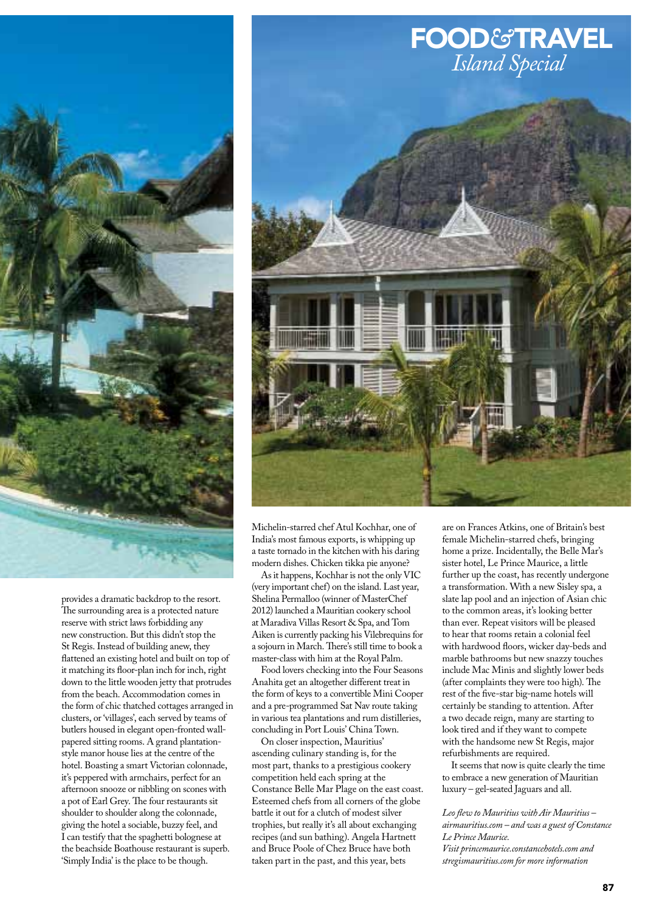provides a dramatic backdrop to the resort. The surrounding area is a protected nature reserve with strict laws forbidding any new construction. But this didn't stop the St Regis. Instead of building anew, they flattened an existing hotel and built on top of it matching its floor-plan inch for inch, right down to the little wooden jetty that protrudes from the beach. Accommodation comes in the form of chic thatched cottages arranged in clusters, or 'villages', each served by teams of butlers housed in elegant open-fronted wall-papered sitting rooms. A grand plantation-style manor house lies at the centre of the hotel. Boasting a smart Victorian colonnade, it's peppered with armchairs, perfect for an afternoon snooze or nibbling on scones with a pot of Earl Grey. The four restaurants sit shoulder to shoulder along the colonnade, giving the hotel a sociable, buzzy feel, and I can testify that the spaghetti bolognese at the beachside Boathouse restaurant is superb. 'Simply India' is the place to be though. Michelin-starred chef Atul Kochhar, one of India's most famous exports, is whipping up a taste tornado in the kitchen with his daring modern dishes. Chicken tikka pie anyone?

As it happens, Kochhar is not the only VIC (very important chef) on the island. Last year, Shelina Permalloo (winner of MasterChef 2012) launched a Mauritian cookery school at Maradiva Villas Resort & Spa, and Tom Aiken is currently packing his Vilebrequins for a sojourn in March. There's still time to book a master-class with him at the Royal Palm.

Food lovers checking into the Four Seasons Anahita get an altogether different treat in the form of keys to a convertible Mini Cooper and a pre-programmed Sat Nav route taking in various tea plantations and rum distilleries, concluding in Port Louis' China Town.

On closer inspection, Mauritius' ascending culinary standing is, for the most part, thanks to a prestigious cookery competition held each spring at the Constance Belle Mar Plage on the east coast. Esteemed chefs from all corners of the globe battle it out for a clutch of modest silver trophies, but really it's all about exchanging recipes (and sun bathing). Angela Hartnett and Bruce Poole of Chez Bruce have both taken part in the past, and this year, bets are on Frances Atkins, one of Britain's best female Michelin-starred chefs, bringing home a prize. Incidentally, the Belle Mar's sister hotel, Le Prince Maurice, a little further up the coast, has recently undergone a transformation. With a new Sisley spa, a slate lap pool and an injection of Asian chic to the common areas, it's looking better than ever. Repeat visitors will be pleased to hear that rooms retain a colonial feel with hardwood floors, wicker day-beds and marble bathrooms but new snazzy touches include Mac Minis and slightly lower beds (after complaints they were too high). The rest of the five-star big-name hotels will certainly be standing to attention. After a two decade reign, many are starting to look tired and if they want to compete with the handsome new St Regis, major refurbishments are required.

It seems that now is quite clearly the time to embrace a new generation of Mauritian luxury – gel-seated Jaguars and all.

*Leo flew to Mauritius with Air Mauritius – airmauritius.com – and was a guest of Constance Le Prince Maurice.*
*Visit princemaurice.constancehotels.com and stregismauritius.com for more information*